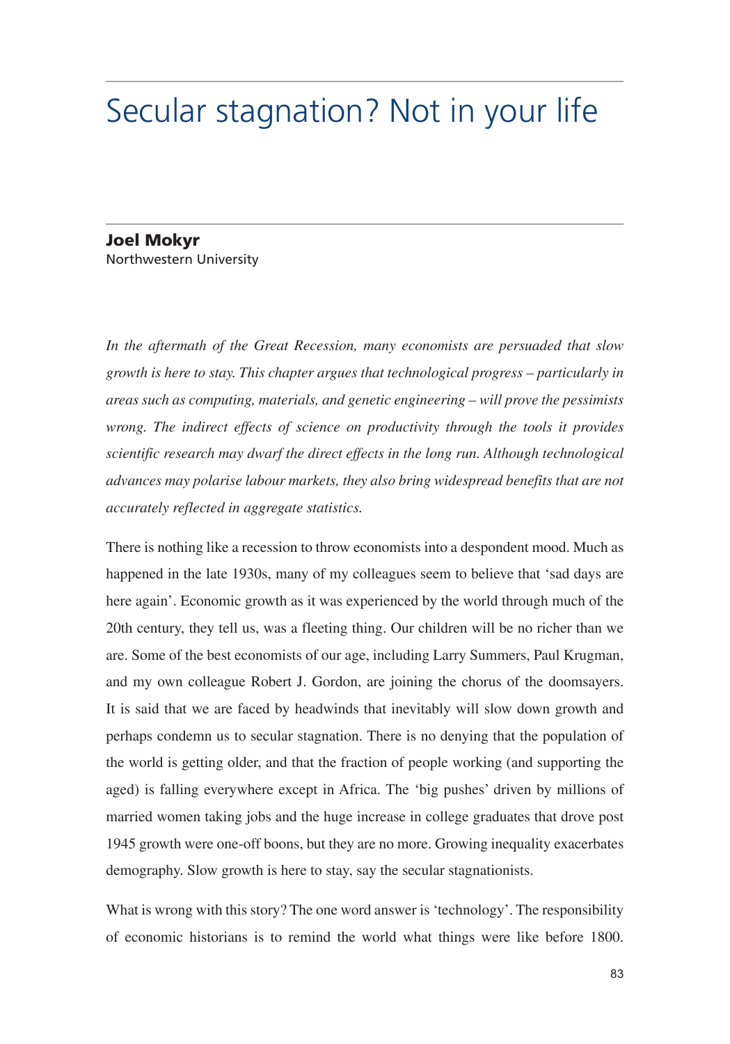# Secular stagnation? Not in your life

**Joel Mokyr**
Northwestern University

*In the aftermath of the Great Recession, many economists are persuaded that slow growth is here to stay. This chapter argues that technological progress – particularly in areas such as computing, materials, and genetic engineering – will prove the pessimists wrong. The indirect effects of science on productivity through the tools it provides scientific research may dwarf the direct effects in the long run. Although technological advances may polarise labour markets, they also bring widespread benefits that are not accurately reflected in aggregate statistics.*

There is nothing like a recession to throw economists into a despondent mood. Much as happened in the late 1930s, many of my colleagues seem to believe that 'sad days are here again'. Economic growth as it was experienced by the world through much of the 20th century, they tell us, was a fleeting thing. Our children will be no richer than we are. Some of the best economists of our age, including Larry Summers, Paul Krugman, and my own colleague Robert J. Gordon, are joining the chorus of the doomsayers. It is said that we are faced by headwinds that inevitably will slow down growth and perhaps condemn us to secular stagnation. There is no denying that the population of the world is getting older, and that the fraction of people working (and supporting the aged) is falling everywhere except in Africa. The 'big pushes' driven by millions of married women taking jobs and the huge increase in college graduates that drove post 1945 growth were one-off boons, but they are no more. Growing inequality exacerbates demography. Slow growth is here to stay, say the secular stagnationists.

What is wrong with this story? The one word answer is 'technology'. The responsibility of economic historians is to remind the world what things were like before 1800.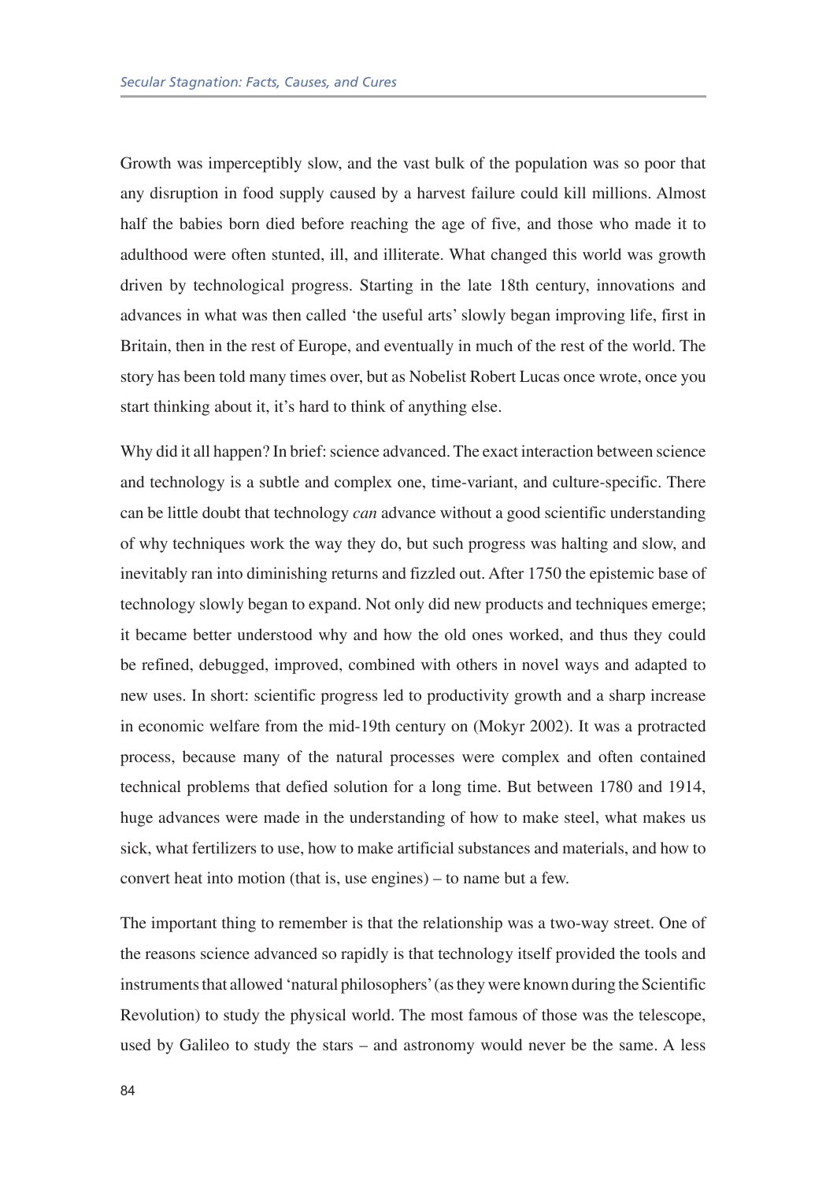Growth was imperceptibly slow, and the vast bulk of the population was so poor that any disruption in food supply caused by a harvest failure could kill millions. Almost half the babies born died before reaching the age of five, and those who made it to adulthood were often stunted, ill, and illiterate. What changed this world was growth driven by technological progress. Starting in the late 18th century, innovations and advances in what was then called 'the useful arts' slowly began improving life, first in Britain, then in the rest of Europe, and eventually in much of the rest of the world. The story has been told many times over, but as Nobelist Robert Lucas once wrote, once you start thinking about it, it's hard to think of anything else.

Why did it all happen? In brief: science advanced. The exact interaction between science and technology is a subtle and complex one, time-variant, and culture-specific. There can be little doubt that technology *can* advance without a good scientific understanding of why techniques work the way they do, but such progress was halting and slow, and inevitably ran into diminishing returns and fizzled out. After 1750 the epistemic base of technology slowly began to expand. Not only did new products and techniques emerge; it became better understood why and how the old ones worked, and thus they could be refined, debugged, improved, combined with others in novel ways and adapted to new uses. In short: scientific progress led to productivity growth and a sharp increase in economic welfare from the mid-19th century on (Mokyr 2002). It was a protracted process, because many of the natural processes were complex and often contained technical problems that defied solution for a long time. But between 1780 and 1914, huge advances were made in the understanding of how to make steel, what makes us sick, what fertilizers to use, how to make artificial substances and materials, and how to convert heat into motion (that is, use engines) – to name but a few.

The important thing to remember is that the relationship was a two-way street. One of the reasons science advanced so rapidly is that technology itself provided the tools and instruments that allowed 'natural philosophers' (as they were known during the Scientific Revolution) to study the physical world. The most famous of those was the telescope, used by Galileo to study the stars – and astronomy would never be the same. A less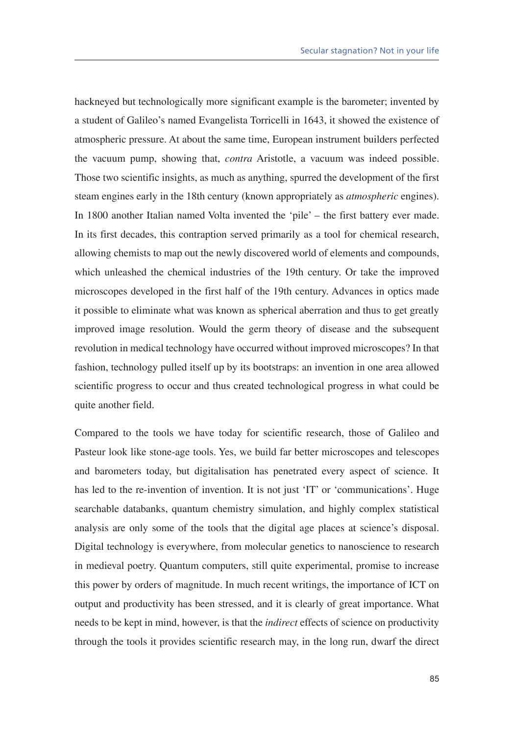hackneyed but technologically more significant example is the barometer; invented by a student of Galileo's named Evangelista Torricelli in 1643, it showed the existence of atmospheric pressure. At about the same time, European instrument builders perfected the vacuum pump, showing that, *contra* Aristotle, a vacuum was indeed possible. Those two scientific insights, as much as anything, spurred the development of the first steam engines early in the 18th century (known appropriately as *atmospheric* engines). In 1800 another Italian named Volta invented the 'pile' – the first battery ever made. In its first decades, this contraption served primarily as a tool for chemical research, allowing chemists to map out the newly discovered world of elements and compounds, which unleashed the chemical industries of the 19th century. Or take the improved microscopes developed in the first half of the 19th century. Advances in optics made it possible to eliminate what was known as spherical aberration and thus to get greatly improved image resolution. Would the germ theory of disease and the subsequent revolution in medical technology have occurred without improved microscopes? In that fashion, technology pulled itself up by its bootstraps: an invention in one area allowed scientific progress to occur and thus created technological progress in what could be quite another field.

Compared to the tools we have today for scientific research, those of Galileo and Pasteur look like stone-age tools. Yes, we build far better microscopes and telescopes and barometers today, but digitalisation has penetrated every aspect of science. It has led to the re-invention of invention. It is not just 'IT' or 'communications'. Huge searchable databanks, quantum chemistry simulation, and highly complex statistical analysis are only some of the tools that the digital age places at science's disposal. Digital technology is everywhere, from molecular genetics to nanoscience to research in medieval poetry. Quantum computers, still quite experimental, promise to increase this power by orders of magnitude. In much recent writings, the importance of ICT on output and productivity has been stressed, and it is clearly of great importance. What needs to be kept in mind, however, is that the *indirect* effects of science on productivity through the tools it provides scientific research may, in the long run, dwarf the direct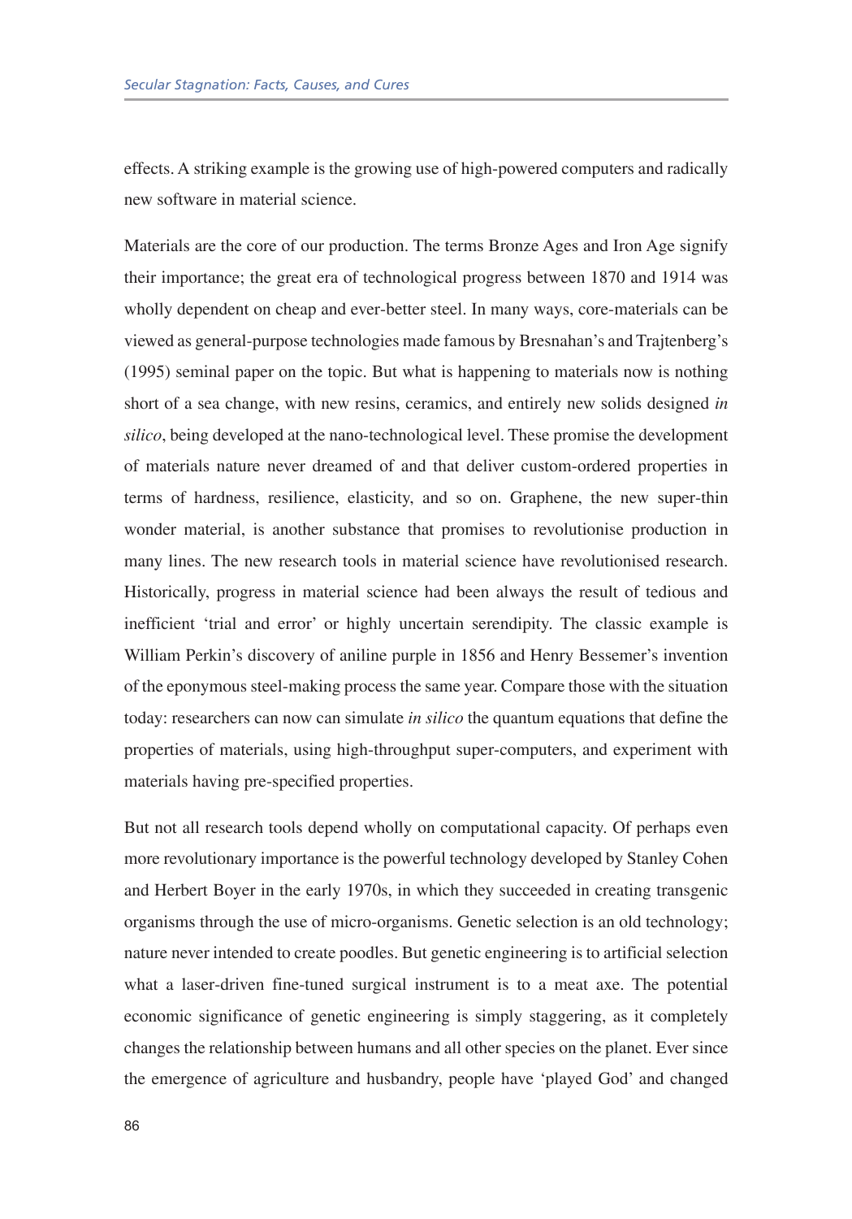effects. A striking example is the growing use of high-powered computers and radically new software in material science.

Materials are the core of our production. The terms Bronze Ages and Iron Age signify their importance; the great era of technological progress between 1870 and 1914 was wholly dependent on cheap and ever-better steel. In many ways, core-materials can be viewed as general-purpose technologies made famous by Bresnahan's and Trajtenberg's (1995) seminal paper on the topic. But what is happening to materials now is nothing short of a sea change, with new resins, ceramics, and entirely new solids designed *in silico*, being developed at the nano-technological level. These promise the development of materials nature never dreamed of and that deliver custom-ordered properties in terms of hardness, resilience, elasticity, and so on. Graphene, the new super-thin wonder material, is another substance that promises to revolutionise production in many lines. The new research tools in material science have revolutionised research. Historically, progress in material science had been always the result of tedious and inefficient 'trial and error' or highly uncertain serendipity. The classic example is William Perkin's discovery of aniline purple in 1856 and Henry Bessemer's invention of the eponymous steel-making process the same year. Compare those with the situation today: researchers can now can simulate *in silico* the quantum equations that define the properties of materials, using high-throughput super-computers, and experiment with materials having pre-specified properties.

But not all research tools depend wholly on computational capacity. Of perhaps even more revolutionary importance is the powerful technology developed by Stanley Cohen and Herbert Boyer in the early 1970s, in which they succeeded in creating transgenic organisms through the use of micro-organisms. Genetic selection is an old technology; nature never intended to create poodles. But genetic engineering is to artificial selection what a laser-driven fine-tuned surgical instrument is to a meat axe. The potential economic significance of genetic engineering is simply staggering, as it completely changes the relationship between humans and all other species on the planet. Ever since the emergence of agriculture and husbandry, people have 'played God' and changed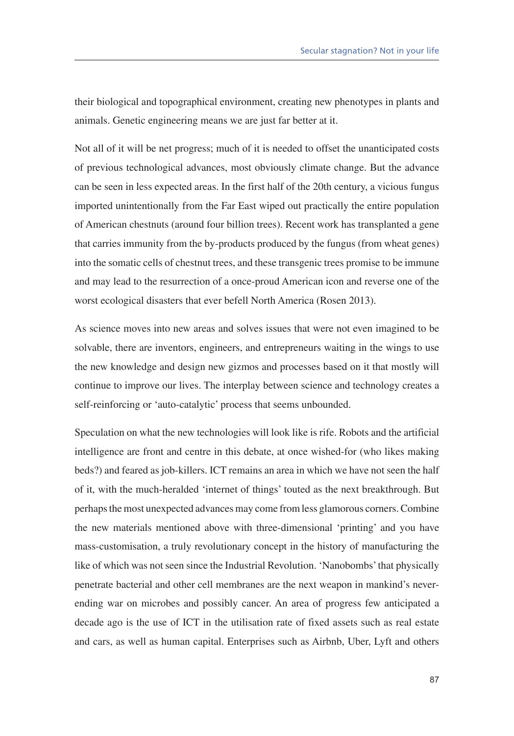their biological and topographical environment, creating new phenotypes in plants and animals. Genetic engineering means we are just far better at it.

Not all of it will be net progress; much of it is needed to offset the unanticipated costs of previous technological advances, most obviously climate change. But the advance can be seen in less expected areas. In the first half of the 20th century, a vicious fungus imported unintentionally from the Far East wiped out practically the entire population of American chestnuts (around four billion trees). Recent work has transplanted a gene that carries immunity from the by-products produced by the fungus (from wheat genes) into the somatic cells of chestnut trees, and these transgenic trees promise to be immune and may lead to the resurrection of a once-proud American icon and reverse one of the worst ecological disasters that ever befell North America (Rosen 2013).

As science moves into new areas and solves issues that were not even imagined to be solvable, there are inventors, engineers, and entrepreneurs waiting in the wings to use the new knowledge and design new gizmos and processes based on it that mostly will continue to improve our lives. The interplay between science and technology creates a self-reinforcing or 'auto-catalytic' process that seems unbounded.

Speculation on what the new technologies will look like is rife. Robots and the artificial intelligence are front and centre in this debate, at once wished-for (who likes making beds?) and feared as job-killers. ICT remains an area in which we have not seen the half of it, with the much-heralded 'internet of things' touted as the next breakthrough. But perhaps the most unexpected advances may come from less glamorous corners. Combine the new materials mentioned above with three-dimensional 'printing' and you have mass-customisation, a truly revolutionary concept in the history of manufacturing the like of which was not seen since the Industrial Revolution. 'Nanobombs' that physically penetrate bacterial and other cell membranes are the next weapon in mankind's never-ending war on microbes and possibly cancer. An area of progress few anticipated a decade ago is the use of ICT in the utilisation rate of fixed assets such as real estate and cars, as well as human capital. Enterprises such as Airbnb, Uber, Lyft and others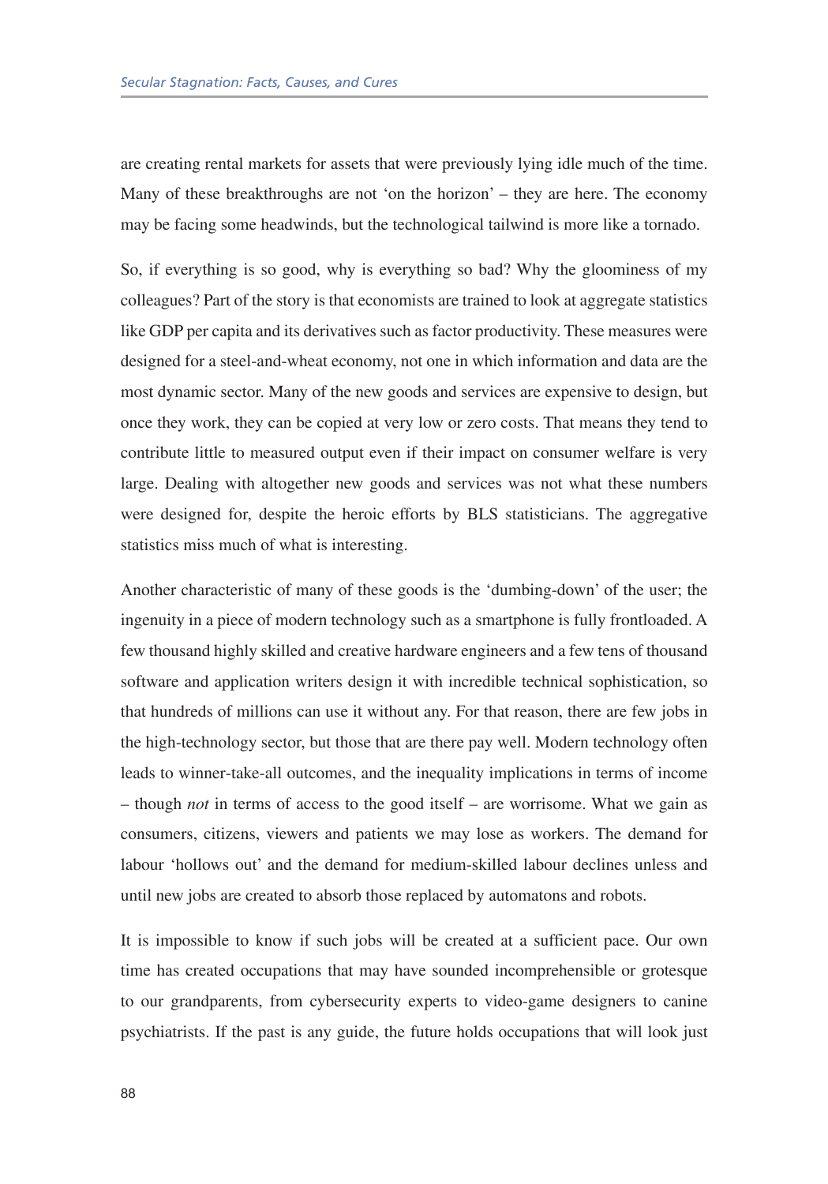are creating rental markets for assets that were previously lying idle much of the time. Many of these breakthroughs are not 'on the horizon' – they are here. The economy may be facing some headwinds, but the technological tailwind is more like a tornado.

So, if everything is so good, why is everything so bad? Why the gloominess of my colleagues? Part of the story is that economists are trained to look at aggregate statistics like GDP per capita and its derivatives such as factor productivity. These measures were designed for a steel-and-wheat economy, not one in which information and data are the most dynamic sector. Many of the new goods and services are expensive to design, but once they work, they can be copied at very low or zero costs. That means they tend to contribute little to measured output even if their impact on consumer welfare is very large. Dealing with altogether new goods and services was not what these numbers were designed for, despite the heroic efforts by BLS statisticians. The aggregative statistics miss much of what is interesting.

Another characteristic of many of these goods is the 'dumbing-down' of the user; the ingenuity in a piece of modern technology such as a smartphone is fully frontloaded. A few thousand highly skilled and creative hardware engineers and a few tens of thousand software and application writers design it with incredible technical sophistication, so that hundreds of millions can use it without any. For that reason, there are few jobs in the high-technology sector, but those that are there pay well. Modern technology often leads to winner-take-all outcomes, and the inequality implications in terms of income – though *not* in terms of access to the good itself – are worrisome. What we gain as consumers, citizens, viewers and patients we may lose as workers. The demand for labour 'hollows out' and the demand for medium-skilled labour declines unless and until new jobs are created to absorb those replaced by automatons and robots.

It is impossible to know if such jobs will be created at a sufficient pace. Our own time has created occupations that may have sounded incomprehensible or grotesque to our grandparents, from cybersecurity experts to video-game designers to canine psychiatrists. If the past is any guide, the future holds occupations that will look just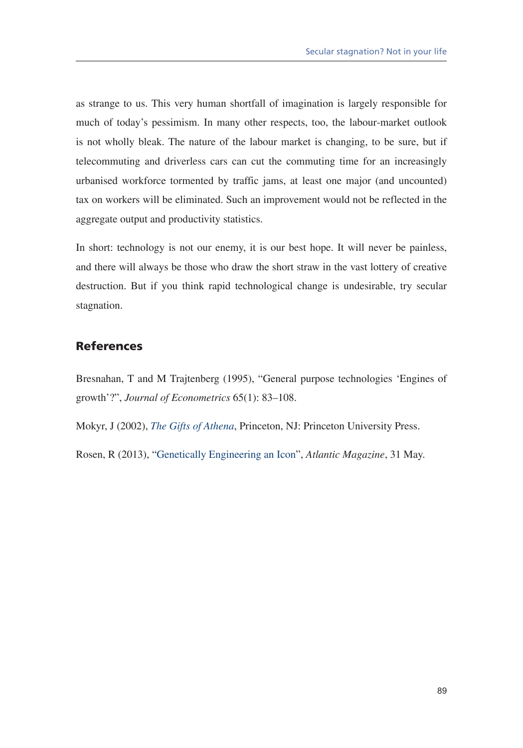as strange to us. This very human shortfall of imagination is largely responsible for much of today's pessimism. In many other respects, too, the labour-market outlook is not wholly bleak. The nature of the labour market is changing, to be sure, but if telecommuting and driverless cars can cut the commuting time for an increasingly urbanised workforce tormented by traffic jams, at least one major (and uncounted) tax on workers will be eliminated. Such an improvement would not be reflected in the aggregate output and productivity statistics.

In short: technology is not our enemy, it is our best hope. It will never be painless, and there will always be those who draw the short straw in the vast lottery of creative destruction. But if you think rapid technological change is undesirable, try secular stagnation.

## References

Bresnahan, T and M Trajtenberg (1995), "General purpose technologies 'Engines of growth'?", *Journal of Econometrics* 65(1): 83–108.

Mokyr, J (2002), *The Gifts of Athena*, Princeton, NJ: Princeton University Press.

Rosen, R (2013), "Genetically Engineering an Icon", *Atlantic Magazine*, 31 May.